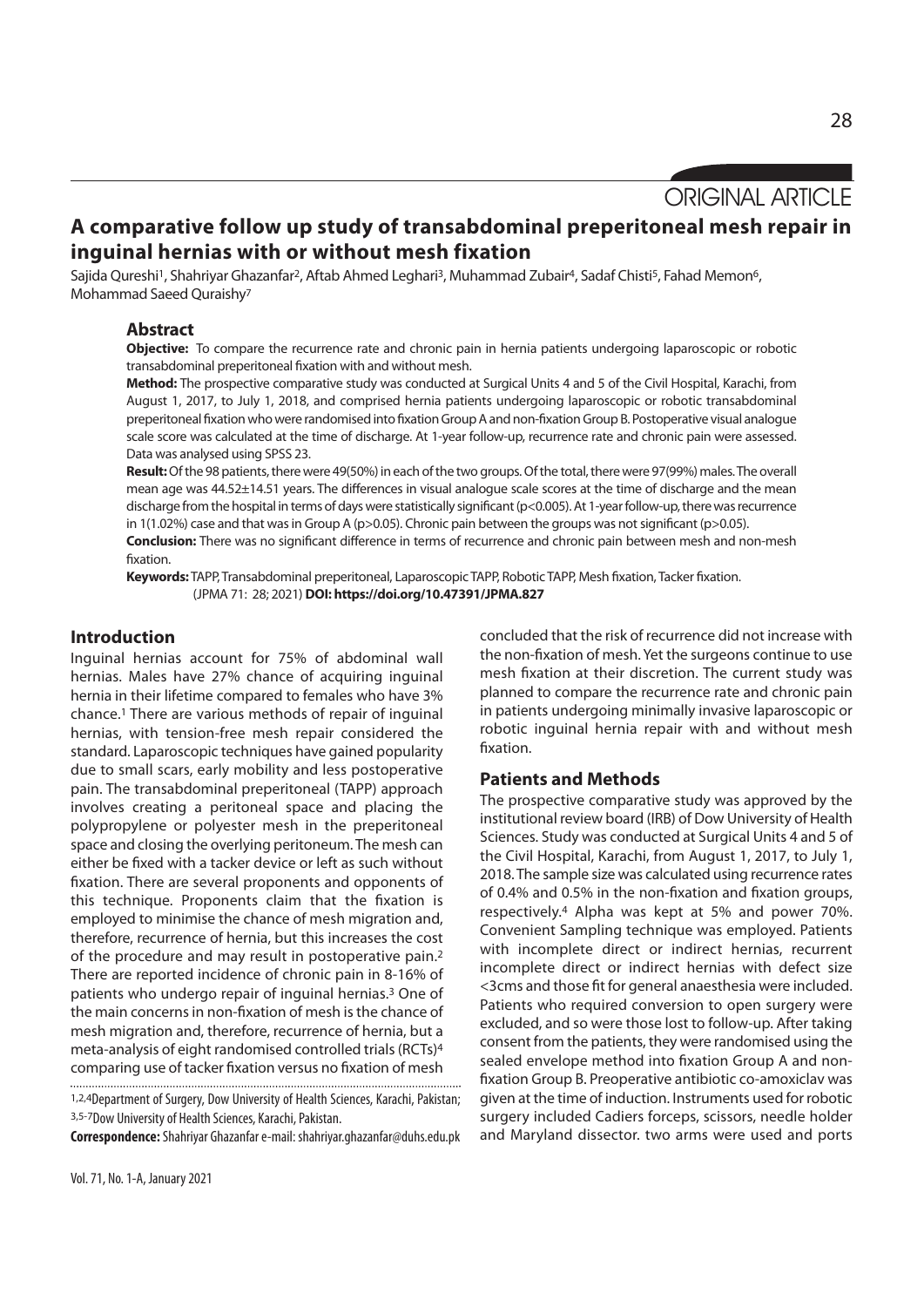ORIGINAL ARTICLE

# A comparative follow up study of transabdominal preperitoneal mesh repair in inguinal hernias with or without mesh fixation

Sajida Qureshi[1], Shahriyar Ghazanfar[2], Aftab Ahmed Leghari[3], Muhammad Zubair[4], Sadaf Chisti[5], Fahad Memon[6], Mohammad Saeed Quraishy[7]

## Abstract

**Objective:** To compare the recurrence rate and chronic pain in hernia patients undergoing laparoscopic or robotic transabdominal preperitoneal fixation with and without mesh.

**Method:** The prospective comparative study was conducted at Surgical Units 4 and 5 of the Civil Hospital, Karachi, from August 1, 2017, to July 1, 2018, and comprised hernia patients undergoing laparoscopic or robotic transabdominal preperitoneal fixation who were randomised into fixation Group A and non-fixation Group B. Postoperative visual analogue scale score was calculated at the time of discharge. At 1-year follow-up, recurrence rate and chronic pain were assessed. Data was analysed using SPSS 23.

**Result:** Of the 98 patients, there were 49(50%) in each of the two groups. Of the total, there were 97(99%) males. The overall mean age was 44.52±14.51 years. The differences in visual analogue scale scores at the time of discharge and the mean discharge from the hospital in terms of days were statistically significant (p<0.005). At 1-year follow-up, there was recurrence in 1(1.02%) case and that was in Group A (p>0.05). Chronic pain between the groups was not significant (p>0.05).

**Conclusion:** There was no significant difference in terms of recurrence and chronic pain between mesh and non-mesh fixation.

**Keywords:** TAPP, Transabdominal preperitoneal, Laparoscopic TAPP, Robotic TAPP, Mesh fixation, Tacker fixation.

(JPMA 71: 28; 2021) **DOI: https://doi.org/10.47391/JPMA.827**

## Introduction

Inguinal hernias account for 75% of abdominal wall hernias. Males have 27% chance of acquiring inguinal hernia in their lifetime compared to females who have 3% chance.[1] There are various methods of repair of inguinal hernias, with tension-free mesh repair considered the standard. Laparoscopic techniques have gained popularity due to small scars, early mobility and less postoperative pain. The transabdominal preperitoneal (TAPP) approach involves creating a peritoneal space and placing the polypropylene or polyester mesh in the preperitoneal space and closing the overlying peritoneum. The mesh can either be fixed with a tacker device or left as such without fixation. There are several proponents and opponents of this technique. Proponents claim that the fixation is employed to minimise the chance of mesh migration and, therefore, recurrence of hernia, but this increases the cost of the procedure and may result in postoperative pain.[2] There are reported incidence of chronic pain in 8-16% of patients who undergo repair of inguinal hernias.[3] One of the main concerns in non-fixation of mesh is the chance of mesh migration and, therefore, recurrence of hernia, but a meta-analysis of eight randomised controlled trials (RCTs)[4] comparing use of tacker fixation versus no fixation of mesh concluded that the risk of recurrence did not increase with the non-fixation of mesh. Yet the surgeons continue to use mesh fixation at their discretion. The current study was planned to compare the recurrence rate and chronic pain in patients undergoing minimally invasive laparoscopic or robotic inguinal hernia repair with and without mesh fixation.

## Patients and Methods

The prospective comparative study was approved by the institutional review board (IRB) of Dow University of Health Sciences. Study was conducted at Surgical Units 4 and 5 of the Civil Hospital, Karachi, from August 1, 2017, to July 1, 2018. The sample size was calculated using recurrence rates of 0.4% and 0.5% in the non-fixation and fixation groups, respectively.[4] Alpha was kept at 5% and power 70%. Convenient Sampling technique was employed. Patients with incomplete direct or indirect hernias, recurrent incomplete direct or indirect hernias with defect size <3cms and those fit for general anaesthesia were included. Patients who required conversion to open surgery were excluded, and so were those lost to follow-up. After taking consent from the patients, they were randomised using the sealed envelope method into fixation Group A and non-fixation Group B. Preoperative antibiotic co-amoxiclav was given at the time of induction. Instruments used for robotic surgery included Cadiers forceps, scissors, needle holder and Maryland dissector. two arms were used and ports

[1,2,4]Department of Surgery, Dow University of Health Sciences, Karachi, Pakistan; [3,5-7]Dow University of Health Sciences, Karachi, Pakistan.

**Correspondence:** Shahriyar Ghazanfar e-mail: shahriyar.ghazanfar@duhs.edu.pk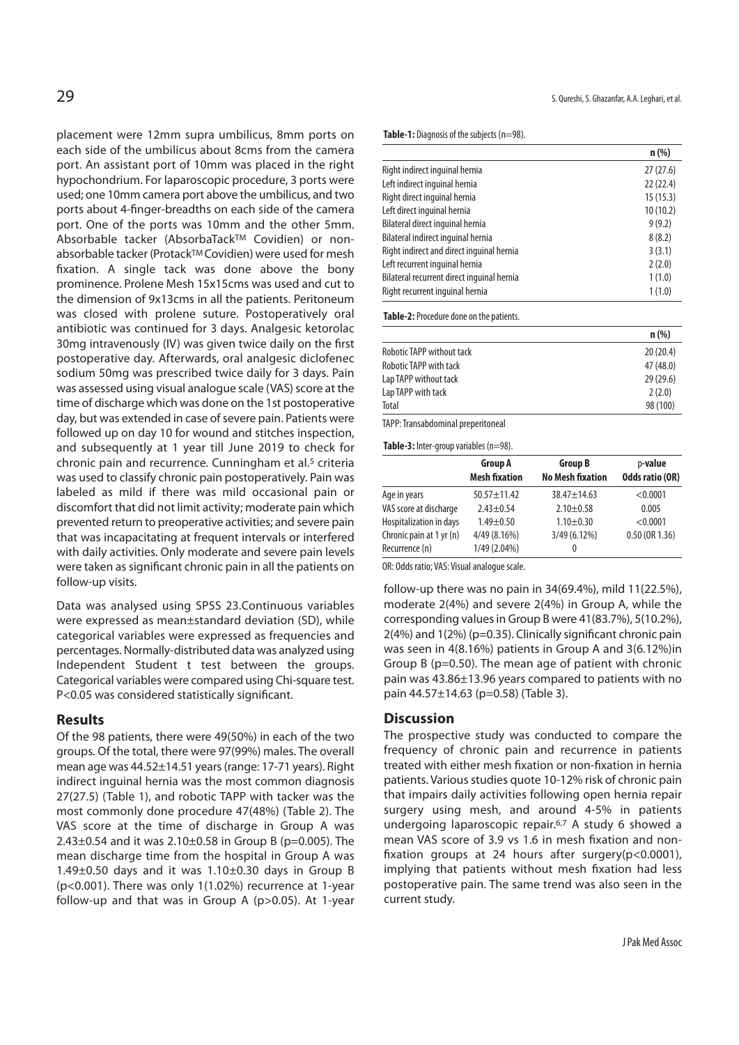placement were 12mm supra umbilicus, 8mm ports on each side of the umbilicus about 8cms from the camera port. An assistant port of 10mm was placed in the right hypochondrium. For laparoscopic procedure, 3 ports were used; one 10mm camera port above the umbilicus, and two ports about 4-finger-breadths on each side of the camera port. One of the ports was 10mm and the other 5mm. Absorbable tacker (AbsorbaTackTM Covidien) or non-absorbable tacker (ProtackTM Covidien) were used for mesh fixation. A single tack was done above the bony prominence. Prolene Mesh 15x15cms was used and cut to the dimension of 9x13cms in all the patients. Peritoneum was closed with prolene suture. Postoperatively oral antibiotic was continued for 3 days. Analgesic ketorolac 30mg intravenously (IV) was given twice daily on the first postoperative day. Afterwards, oral analgesic diclofenec sodium 50mg was prescribed twice daily for 3 days. Pain was assessed using visual analogue scale (VAS) score at the time of discharge which was done on the 1st postoperative day, but was extended in case of severe pain. Patients were followed up on day 10 for wound and stitches inspection, and subsequently at 1 year till June 2019 to check for chronic pain and recurrence. Cunningham et al.[5] criteria was used to classify chronic pain postoperatively. Pain was labeled as mild if there was mild occasional pain or discomfort that did not limit activity; moderate pain which prevented return to preoperative activities; and severe pain that was incapacitating at frequent intervals or interfered with daily activities. Only moderate and severe pain levels were taken as significant chronic pain in all the patients on follow-up visits.

Data was analysed using SPSS 23.Continuous variables were expressed as mean±standard deviation (SD), while categorical variables were expressed as frequencies and percentages. Normally-distributed data was analyzed using Independent Student t test between the groups. Categorical variables were compared using Chi-square test. P<0.05 was considered statistically significant.

## Results

Of the 98 patients, there were 49(50%) in each of the two groups. Of the total, there were 97(99%) males. The overall mean age was 44.52±14.51 years (range: 17-71 years). Right indirect inguinal hernia was the most common diagnosis 27(27.5) (Table 1), and robotic TAPP with tacker was the most commonly done procedure 47(48%) (Table 2). The VAS score at the time of discharge in Group A was 2.43±0.54 and it was 2.10±0.58 in Group B (p=0.005). The mean discharge time from the hospital in Group A was 1.49±0.50 days and it was 1.10±0.30 days in Group B (p<0.001). There was only 1(1.02%) recurrence at 1-year follow-up and that was in Group A (p>0.05). At 1-year follow-up there was no pain in 34(69.4%), mild 11(22.5%), moderate 2(4%) and severe 2(4%) in Group A, while the corresponding values in Group B were 41(83.7%), 5(10.2%), 2(4%) and 1(2%) (p=0.35). Clinically significant chronic pain was seen in 4(8.16%) patients in Group A and 3(6.12%)in Group B (p=0.50). The mean age of patient with chronic pain was 43.86±13.96 years compared to patients with no pain 44.57±14.63 (p=0.58) (Table 3).

**Table-1:** Diagnosis of the subjects (n=98).

| | n (%) |
|---|---|
| Right indirect inguinal hernia | 27 (27.6) |
| Left indirect inguinal hernia | 22 (22.4) |
| Right direct inguinal hernia | 15 (15.3) |
| Left direct inguinal hernia | 10 (10.2) |
| Bilateral direct inguinal hernia | 9 (9.2) |
| Bilateral indirect inguinal hernia | 8 (8.2) |
| Right indirect and direct inguinal hernia | 3 (3.1) |
| Left recurrent inguinal hernia | 2 (2.0) |
| Bilateral recurrent direct inguinal hernia | 1 (1.0) |
| Right recurrent inguinal hernia | 1 (1.0) |

**Table-2:** Procedure done on the patients.

| | n (%) |
|---|---|
| Robotic TAPP without tack | 20 (20.4) |
| Robotic TAPP with tack | 47 (48.0) |
| Lap TAPP without tack | 29 (29.6) |
| Lap TAPP with tack | 2 (2.0) |
| Total | 98 (100) |

TAPP: Transabdominal preperitoneal

**Table-3:** Inter-group variables (n=98).

| | Group A Mesh fixation | Group B No Mesh fixation | p-value Odds ratio (OR) |
|---|---|---|---|
| Age in years | 50.57±11.42 | 38.47±14.63 | <0.0001 |
| VAS score at discharge | 2.43±0.54 | 2.10±0.58 | 0.005 |
| Hospitalization in days | 1.49±0.50 | 1.10±0.30 | <0.0001 |
| Chronic pain at 1 yr (n) | 4/49 (8.16%) | 3/49 (6.12%) | 0.50 (OR 1.36) |
| Recurrence (n) | 1/49 (2.04%) | 0 | |

OR: Odds ratio; VAS: Visual analogue scale.

## Discussion

The prospective study was conducted to compare the frequency of chronic pain and recurrence in patients treated with either mesh fixation or non-fixation in hernia patients. Various studies quote 10-12% risk of chronic pain that impairs daily activities following open hernia repair surgery using mesh, and around 4-5% in patients undergoing laparoscopic repair.[6,7] A study 6 showed a mean VAS score of 3.9 vs 1.6 in mesh fixation and non-fixation groups at 24 hours after surgery(p<0.0001), implying that patients without mesh fixation had less postoperative pain. The same trend was also seen in the current study.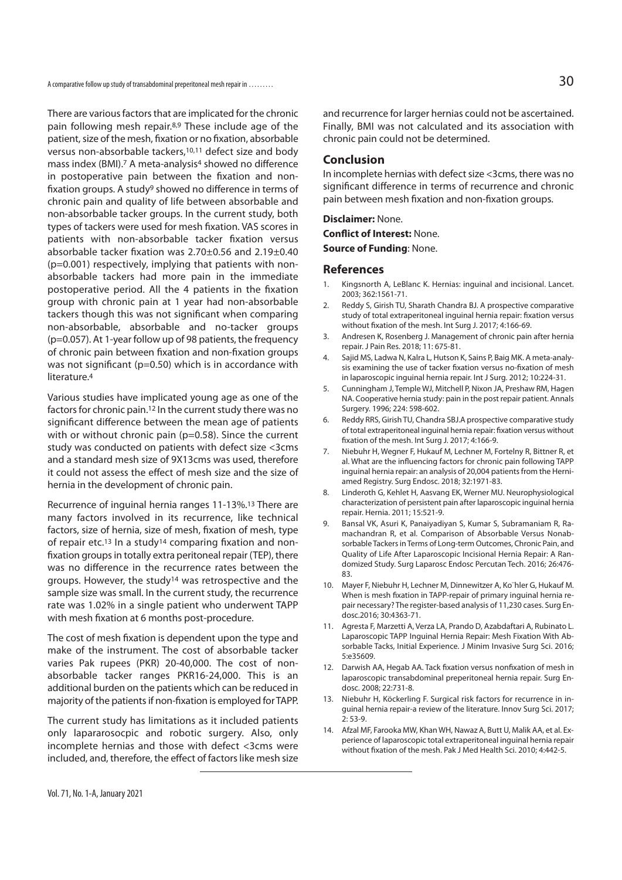There are various factors that are implicated for the chronic pain following mesh repair.[8,9] These include age of the patient, size of the mesh, fixation or no fixation, absorbable versus non-absorbable tackers,[10,11] defect size and body mass index (BMI).[7] A meta-analysis[4] showed no difference in postoperative pain between the fixation and non-fixation groups. A study[9] showed no difference in terms of chronic pain and quality of life between absorbable and non-absorbable tacker groups. In the current study, both types of tackers were used for mesh fixation. VAS scores in patients with non-absorbable tacker fixation versus absorbable tacker fixation was $2.70\pm0.56$ and $2.19\pm0.40$ ($p=0.001$) respectively, implying that patients with non-absorbable tackers had more pain in the immediate postoperative period. All the 4 patients in the fixation group with chronic pain at 1 year had non-absorbable tackers though this was not significant when comparing non-absorbable, absorbable and no-tacker groups ($p=0.057$). At 1-year follow up of 98 patients, the frequency of chronic pain between fixation and non-fixation groups was not significant ($p=0.50$) which is in accordance with literature.[4]

Various studies have implicated young age as one of the factors for chronic pain.[12] In the current study there was no significant difference between the mean age of patients with or without chronic pain ($p=0.58$). Since the current study was conducted on patients with defect size <3cms and a standard mesh size of 9X13cms was used, therefore it could not assess the effect of mesh size and the size of hernia in the development of chronic pain.

Recurrence of inguinal hernia ranges 11-13%.[13] There are many factors involved in its recurrence, like technical factors, size of hernia, size of mesh, fixation of mesh, type of repair etc.[13] In a study[14] comparing fixation and non-fixation groups in totally extra peritoneal repair (TEP), there was no difference in the recurrence rates between the groups. However, the study[14] was retrospective and the sample size was small. In the current study, the recurrence rate was 1.02% in a single patient who underwent TAPP with mesh fixation at 6 months post-procedure.

The cost of mesh fixation is dependent upon the type and make of the instrument. The cost of absorbable tacker varies Pak rupees (PKR) 20-40,000. The cost of non-absorbable tacker ranges PKR16-24,000. This is an additional burden on the patients which can be reduced in majority of the patients if non-fixation is employed for TAPP.

The current study has limitations as it included patients only lapararosocpic and robotic surgery. Also, only incomplete hernias and those with defect <3cms were included, and, therefore, the effect of factors like mesh size and recurrence for larger hernias could not be ascertained. Finally, BMI was not calculated and its association with chronic pain could not be determined.

## Conclusion

In incomplete hernias with defect size <3cms, there was no significant difference in terms of recurrence and chronic pain between mesh fixation and non-fixation groups.

**Disclaimer:** None.

**Conflict of Interest:** None.

**Source of Funding**: None.

## References

1. Kingsnorth A, LeBlanc K. Hernias: inguinal and incisional. Lancet. 2003; 362:1561-71.
2. Reddy S, Girish TU, Sharath Chandra BJ. A prospective comparative study of total extraperitoneal inguinal hernia repair: fixation versus without fixation of the mesh. Int Surg J. 2017; 4:166-69.
3. Andresen K, Rosenberg J. Management of chronic pain after hernia repair. J Pain Res. 2018; 11: 675-81.
4. Sajid MS, Ladwa N, Kalra L, Hutson K, Sains P, Baig MK. A meta-analysis examining the use of tacker fixation versus no-fixation of mesh in laparoscopic inguinal hernia repair. Int J Surg. 2012; 10:224-31.
5. Cunningham J, Temple WJ, Mitchell P, Nixon JA, Preshaw RM, Hagen NA. Cooperative hernia study: pain in the post repair patient. Annals Surgery. 1996; 224: 598-602.
6. Reddy RRS, Girish TU, Chandra SBJ.A prospective comparative study of total extraperitoneal inguinal hernia repair: fixation versus without fixation of the mesh. Int Surg J. 2017; 4:166-9.
7. Niebuhr H, Wegner F, Hukauf M, Lechner M, Fortelny R, Bittner R, et al. What are the influencing factors for chronic pain following TAPP inguinal hernia repair: an analysis of 20,004 patients from the Herniamed Registry. Surg Endosc. 2018; 32:1971-83.
8. Linderoth G, Kehlet H, Aasvang EK, Werner MU. Neurophysiological characterization of persistent pain after laparoscopic inguinal hernia repair. Hernia. 2011; 15:521-9.
9. Bansal VK, Asuri K, Panaiyadiyan S, Kumar S, Subramaniam R, Ramachandran R, et al. Comparison of Absorbable Versus Nonabsorbable Tackers in Terms of Long-term Outcomes, Chronic Pain, and Quality of Life After Laparoscopic Incisional Hernia Repair: A Randomized Study. Surg Laparosc Endosc Percutan Tech. 2016; 26:476-83.
10. Mayer F, Niebuhr H, Lechner M, Dinnewitzer A, Köhler G, Hukauf M. When is mesh fixation in TAPP-repair of primary inguinal hernia repair necessary? The register-based analysis of 11,230 cases. Surg Endosc.2016; 30:4363-71.
11. Agresta F, Marzetti A, Verza LA, Prando D, Azabdaftari A, Rubinato L. Laparoscopic TAPP Inguinal Hernia Repair: Mesh Fixation With Absorbable Tacks, Initial Experience. J Minim Invasive Surg Sci. 2016; 5:e35609.
12. Darwish AA, Hegab AA. Tack fixation versus nonfixation of mesh in laparoscopic transabdominal preperitoneal hernia repair. Surg Endosc. 2008; 22:731-8.
13. Niebuhr H, Köckerling F. Surgical risk factors for recurrence in inguinal hernia repair-a review of the literature. Innov Surg Sci. 2017; 2: 53-9.
14. Afzal MF, Farooka MW, Khan WH, Nawaz A, Butt U, Malik AA, et al. Experience of laparoscopic total extraperitoneal inguinal hernia repair without fixation of the mesh. Pak J Med Health Sci. 2010; 4:442-5.